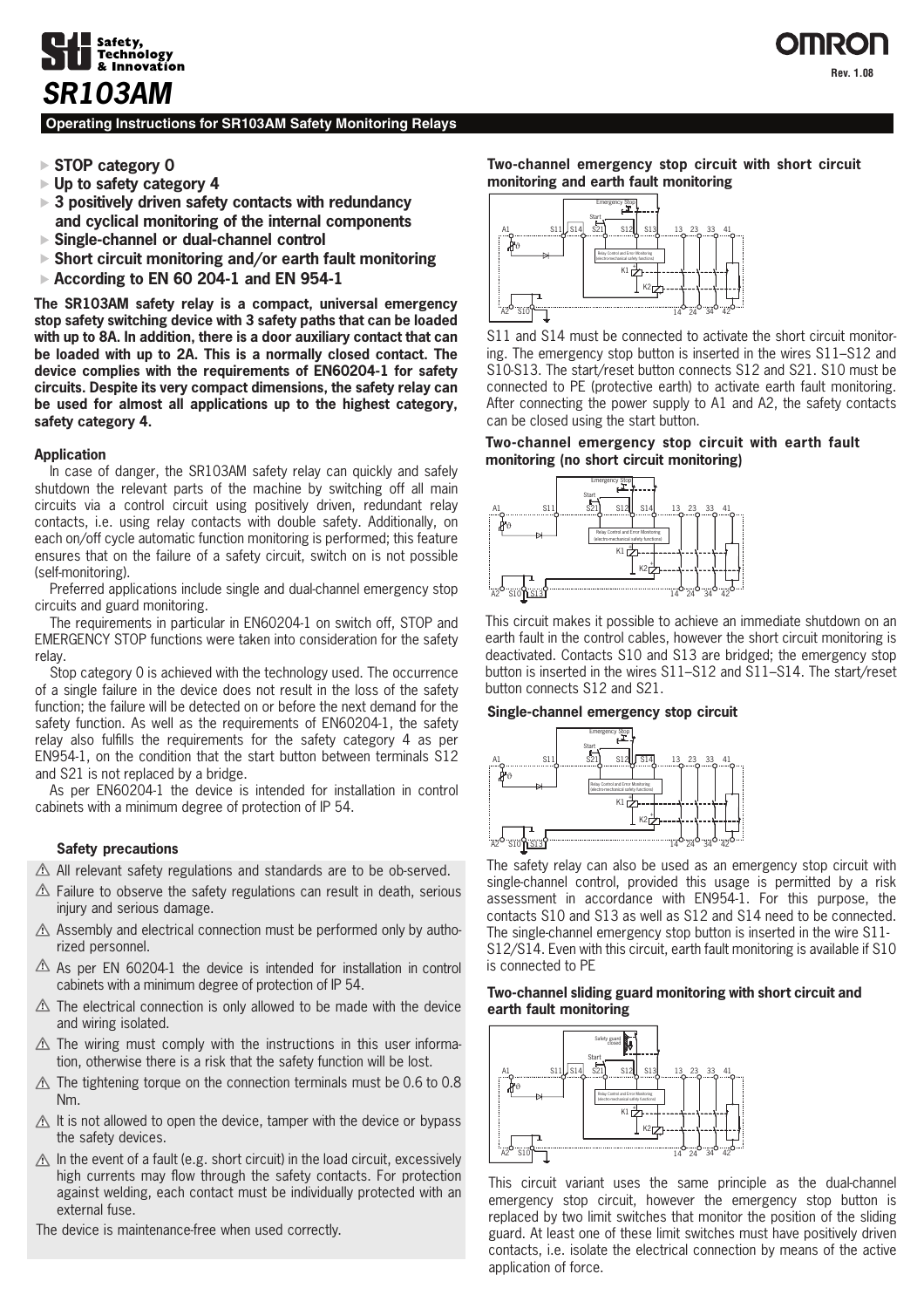Safety, Technology & Innovation

OMRON

Rev. 1.08

# SR103AM

**Operating Instructions for SR103AM Safety Monitoring Relays**

- **STOP category 0**
- **Up to safety category 4**
- **3 positively driven safety contacts with redundancy and cyclical monitoring of the internal components**
- **Single-channel or dual-channel control**
- **Short circuit monitoring and/or earth fault monitoring**
- **According to EN 60 204-1 and EN 954-1**

**The SR103AM safety relay is a compact, universal emergency stop safety switching device with 3 safety paths that can be loaded with up to 8A. In addition, there is a door auxiliary contact that can be loaded with up to 2A. This is a normally closed contact. The device complies with the requirements of EN60204-1 for safety circuits. Despite its very compact dimensions, the safety relay can be used for almost all applications up to the highest category, safety category 4.**

### Application

In case of danger, the SR103AM safety relay can quickly and safely shutdown the relevant parts of the machine by switching off all main circuits via a control circuit using positively driven, redundant relay contacts, i.e. using relay contacts with double safety. Additionally, on each on/off cycle automatic function monitoring is performed; this feature ensures that on the failure of a safety circuit, switch on is not possible (self-monitoring).

Preferred applications include single and dual-channel emergency stop circuits and guard monitoring.

The requirements in particular in EN60204-1 on switch off, STOP and EMERGENCY STOP functions were taken into consideration for the safety relay.

Stop category 0 is achieved with the technology used. The occurrence of a single failure in the device does not result in the loss of the safety function; the failure will be detected on or before the next demand for the safety function. As well as the requirements of EN60204-1, the safety relay also fulfills the requirements for the safety category 4 as per EN954-1, on the condition that the start button between terminals S12 and S21 is not replaced by a bridge.

As per EN60204-1 the device is intended for installation in control cabinets with a minimum degree of protection of IP 54.

### Safety precautions

- ⚠ All relevant safety regulations and standards are to be ob-served.
- ⚠ Failure to observe the safety regulations can result in death, serious injury and serious damage.
- ⚠ Assembly and electrical connection must be performed only by autho-rized personnel.
- ⚠ As per EN 60204-1 the device is intended for installation in control cabinets with a minimum degree of protection of IP 54.
- ⚠ The electrical connection is only allowed to be made with the device and wiring isolated.
- ⚠ The wiring must comply with the instructions in this user informa-tion, otherwise there is a risk that the safety function will be lost.
- ⚠ The tightening torque on the connection terminals must be 0.6 to 0.8 Nm.
- ⚠ It is not allowed to open the device, tamper with the device or bypass the safety devices.
- ⚠ In the event of a fault (e.g. short circuit) in the load circuit, excessively high currents may flow through the safety contacts. For protection against welding, each contact must be individually protected with an external fuse.

The device is maintenance-free when used correctly.

### Two-channel emergency stop circuit with short circuit monitoring and earth fault monitoring

S11 and S14 must be connected to activate the short circuit monitor-ing. The emergency stop button is inserted in the wires S11–S12 and S10-S13. The start/reset button connects S12 and S21. S10 must be connected to PE (protective earth) to activate earth fault monitoring. After connecting the power supply to A1 and A2, the safety contacts can be closed using the start button.

### Two-channel emergency stop circuit with earth fault monitoring (no short circuit monitoring)

This circuit makes it possible to achieve an immediate shutdown on an earth fault in the control cables, however the short circuit monitoring is deactivated. Contacts S10 and S13 are bridged; the emergency stop button is inserted in the wires S11–S12 and S11–S14. The start/reset button connects S12 and S21.

### Single-channel emergency stop circuit

The safety relay can also be used as an emergency stop circuit with single-channel control, provided this usage is permitted by a risk assessment in accordance with EN954-1. For this purpose, the contacts S10 and S13 as well as S12 and S14 need to be connected. The single-channel emergency stop button is inserted in the wire S11-S12/S14. Even with this circuit, earth fault monitoring is available if S10 is connected to PE

### Two-channel sliding guard monitoring with short circuit and earth fault monitoring

This circuit variant uses the same principle as the dual-channel emergency stop circuit, however the emergency stop button is replaced by two limit switches that monitor the position of the sliding guard. At least one of these limit switches must have positively driven contacts, i.e. isolate the electrical connection by means of the active application of force.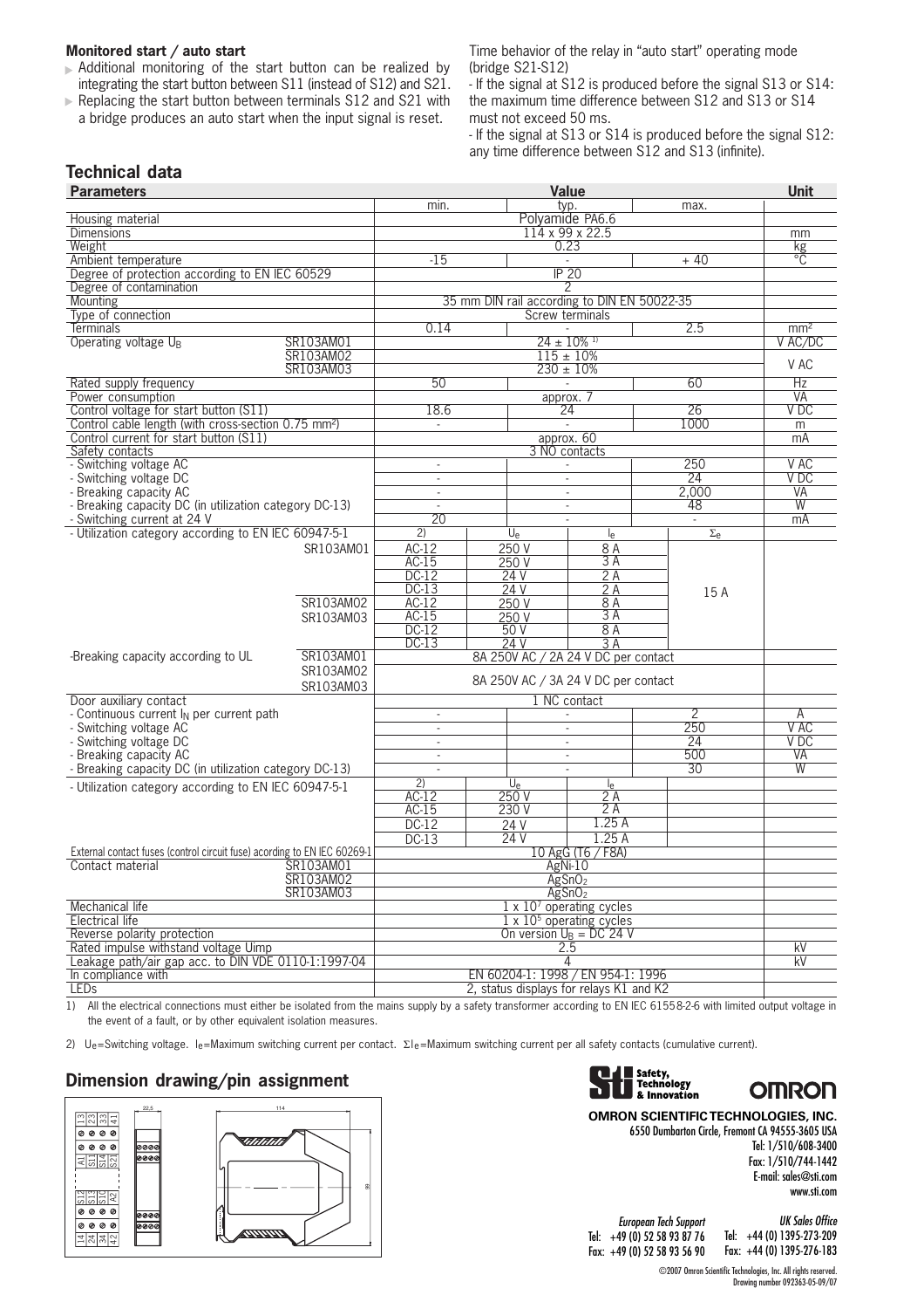**Monitored start / auto start**

- Additional monitoring of the start button can be realized by integrating the start button between S11 (instead of S12) and S21.
- Replacing the start button between terminals S12 and S21 with a bridge produces an auto start when the input signal is reset.

Time behavior of the relay in "auto start" operating mode (bridge S21-S12)
- If the signal at S12 is produced before the signal S13 or S14: the maximum time difference between S12 and S13 or S14 must not exceed 50 ms.
- If the signal at S13 or S14 is produced before the signal S12: any time difference between S12 and S13 (infinite).

## Technical data

| Parameters | | Value | | | | Unit |
|---|---|---|---|---|---|---|
| | | min. | typ. | | max. | |
| Housing material | | Polyamide PA6.6 | | | | |
| Dimensions | | 114 x 99 x 22.5 | | | | mm |
| Weight | | 0.23 | | | | kg |
| Ambient temperature | | -15 | - | | + 40 | °C |
| Degree of protection according to EN IEC 60529 | | IP 20 | | | | |
| Degree of contamination | | 2 | | | | |
| Mounting | | 35 mm DIN rail according to DIN EN 50022-35 | | | | |
| Type of connection | | Screw terminals | | | | |
| Terminals | | 0.14 | - | | 2.5 | mm² |
| Operating voltage $U_B$ | SR103AM01 | 24 ± 10% [1] | | | | V AC/DC |
| | SR103AM02 | 115 ± 10% | | | | V AC |
| | SR103AM03 | 230 ± 10% | | | | |
| Rated supply frequency | | 50 | - | | 60 | Hz |
| Power consumption | | approx. 7 | | | | VA |
| Control voltage for start button (S11) | | 18.6 | 24 | | 26 | V DC |
| Control cable length (with cross-section 0.75 mm²) | | - | - | | 1000 | m |
| Control current for start button (S11) | | approx. 60 | | | | mA |
| Safety contacts | | 3 NO contacts | | | | |
| - Switching voltage AC | | - | - | | 250 | V AC |
| - Switching voltage DC | | - | - | | 24 | V DC |
| - Breaking capacity AC | | - | - | | 2,000 | VA |
| - Breaking capacity DC (in utilization category DC-13) | | - | - | | 48 | W |
| - Switching current at 24 V | | 20 | - | | - | mA |
| - Utilization category according to EN IEC 60947-5-1 | | 2) | $U_e$ | $I_e$ | $\Sigma_e$ | |
| | SR103AM01 | AC-12 | 250 V | 8 A | 15 A | |
| | | AC-15 | 250 V | 3 A | | |
| | | DC-12 | 24 V | 2 A | | |
| | | DC-13 | 24 V | 2 A | | |
| | SR103AM02 | AC-12 | 250 V | 8 A | | |
| | SR103AM03 | AC-15 | 250 V | 3 A | | |
| | | DC-12 | 50 V | 8 A | | |
| | | DC-13 | 24 V | 3 A | | |
| -Breaking capacity according to UL | SR103AM01 | 8A 250V AC / 2A 24 V DC per contact | | | | |
| | SR103AM02 SR103AM03 | 8A 250V AC / 3A 24 V DC per contact | | | | |
| Door auxiliary contact | | 1 NC contact | | | | |
| - Continuous current $I_N$ per current path | | - | - | | 2 | A |
| - Switching voltage AC | | - | - | | 250 | V AC |
| - Switching voltage DC | | - | - | | 24 | V DC |
| - Breaking capacity AC | | - | - | | 500 | VA |
| - Breaking capacity DC (in utilization category DC-13) | | - | - | | 30 | W |
| - Utilization category according to EN IEC 60947-5-1 | | 2) | $U_e$ | $I_e$ | | |
| | | AC-12 | 250 V | 2 A | | |
| | | AC-15 | 230 V | 2 A | | |
| | | DC-12 | 24 V | 1.25 A | | |
| | | DC-13 | 24 V | 1.25 A | | |
| External contact fuses (control circuit fuse) acording to EN IEC 60269-1 | | 10 AgG (T6 / F8A) | | | | |
| Contact material | SR103AM01 | AgNi-10 | | | | |
| | SR103AM02 | $AgSnO_2$ | | | | |
| | SR103AM03 | $AgSnO_2$ | | | | |
| Mechanical life | | 1 x $10^7$ operating cycles | | | | |
| Electrical life | | 1 x $10^5$ operating cycles | | | | |
| Reverse polarity protection | | On version $U_B$ = DC 24 V | | | | |
| Rated impulse withstand voltage Uimp | | 2.5 | | | | kV |
| Leakage path/air gap acc. to DIN VDE 0110-1:1997-04 | | 4 | | | | kV |
| In compliance with | | EN 60204-1: 1998 / EN 954-1: 1996 | | | | |
| LEDs | | 2, status displays for relays K1 and K2 | | | | |

1) All the electrical connections must either be isolated from the mains supply by a safety transformer according to EN IEC 61558-2-6 with limited output voltage in the event of a fault, or by other equivalent isolation measures.

2) $U_e$=Switching voltage. $I_e$=Maximum switching current per contact. $\Sigma I_e$=Maximum switching current per all safety contacts (cumulative current).

## Dimension drawing/pin assignment

22.5

114

99

13 23 33 41

A1 S11 S14 S21

S12 S13 S10 A2

14 24 34 42

Safety, Technology & Innovation

OMRON

**OMRON SCIENTIFIC TECHNOLOGIES, INC.**
6550 Dumbarton Circle, Fremont CA 94555-3605 USA
Tel: 1/510/608-3400
Fax: 1/510/744-1442
E-mail: sales@sti.com
www.sti.com

*European Tech Support*
Tel: +49 (0) 52 58 93 87 76
Fax: +49 (0) 52 58 93 56 90

*UK Sales Office*
Tel: +44 (0) 1395-273-209
Fax: +44 (0) 1395-276-183

©2007 Omron Scientific Technologies, Inc. All rights reserved.
Drawing number 092363-05-09/07